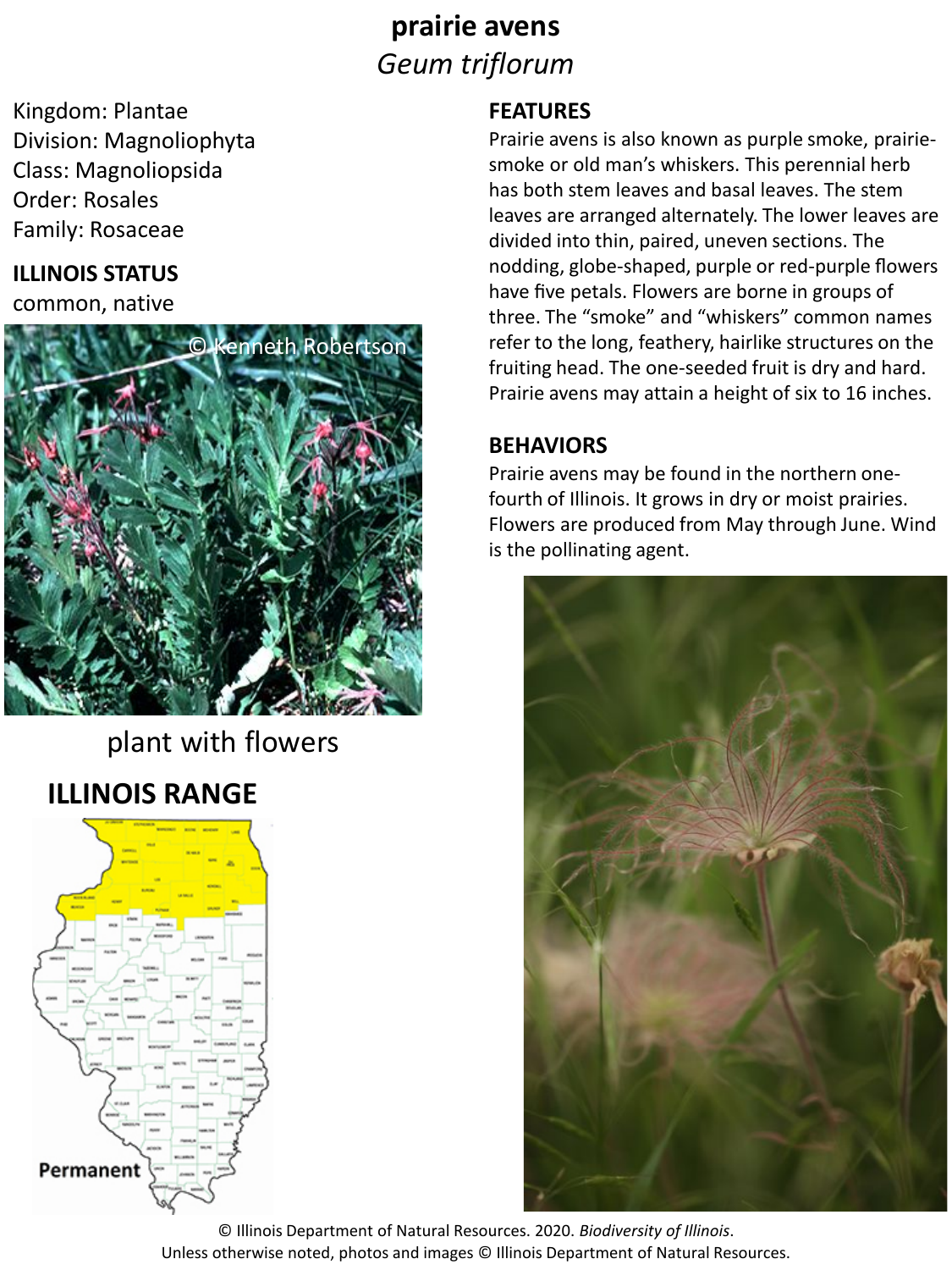# prairie avens

*Geum triflorum*

Kingdom: Plantae
Division: Magnoliophyta
Class: Magnoliopsida
Order: Rosales
Family: Rosaceae

## ILLINOIS STATUS

common, native

plant with flowers

## ILLINOIS RANGE

Permanent

## FEATURES

Prairie avens is also known as purple smoke, prairie-smoke or old man's whiskers. This perennial herb has both stem leaves and basal leaves. The stem leaves are arranged alternately. The lower leaves are divided into thin, paired, uneven sections. The nodding, globe-shaped, purple or red-purple flowers have five petals. Flowers are borne in groups of three. The "smoke" and "whiskers" common names refer to the long, feathery, hairlike structures on the fruiting head. The one-seeded fruit is dry and hard. Prairie avens may attain a height of six to 16 inches.

## BEHAVIORS

Prairie avens may be found in the northern one-fourth of Illinois. It grows in dry or moist prairies. Flowers are produced from May through June. Wind is the pollinating agent.

© Illinois Department of Natural Resources. 2020. *Biodiversity of Illinois*.
Unless otherwise noted, photos and images © Illinois Department of Natural Resources.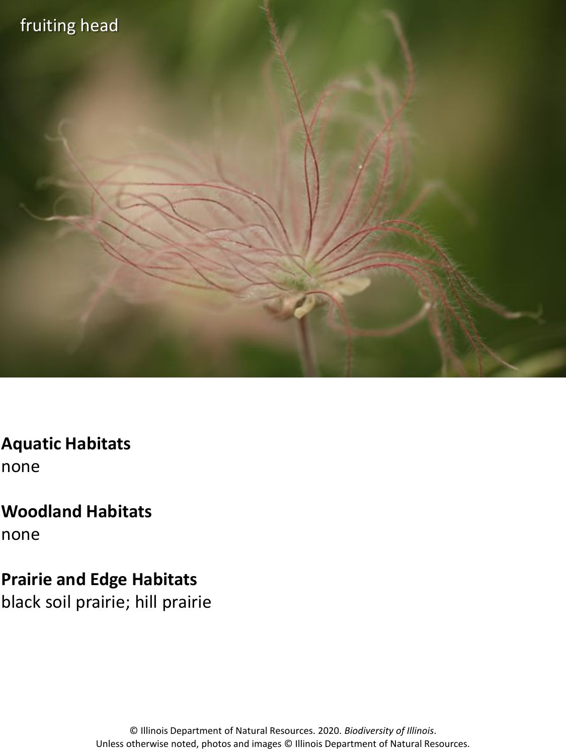fruiting head

**Aquatic Habitats**
none

**Woodland Habitats**
none

**Prairie and Edge Habitats**
black soil prairie; hill prairie

© Illinois Department of Natural Resources. 2020. *Biodiversity of Illinois*.
Unless otherwise noted, photos and images © Illinois Department of Natural Resources.